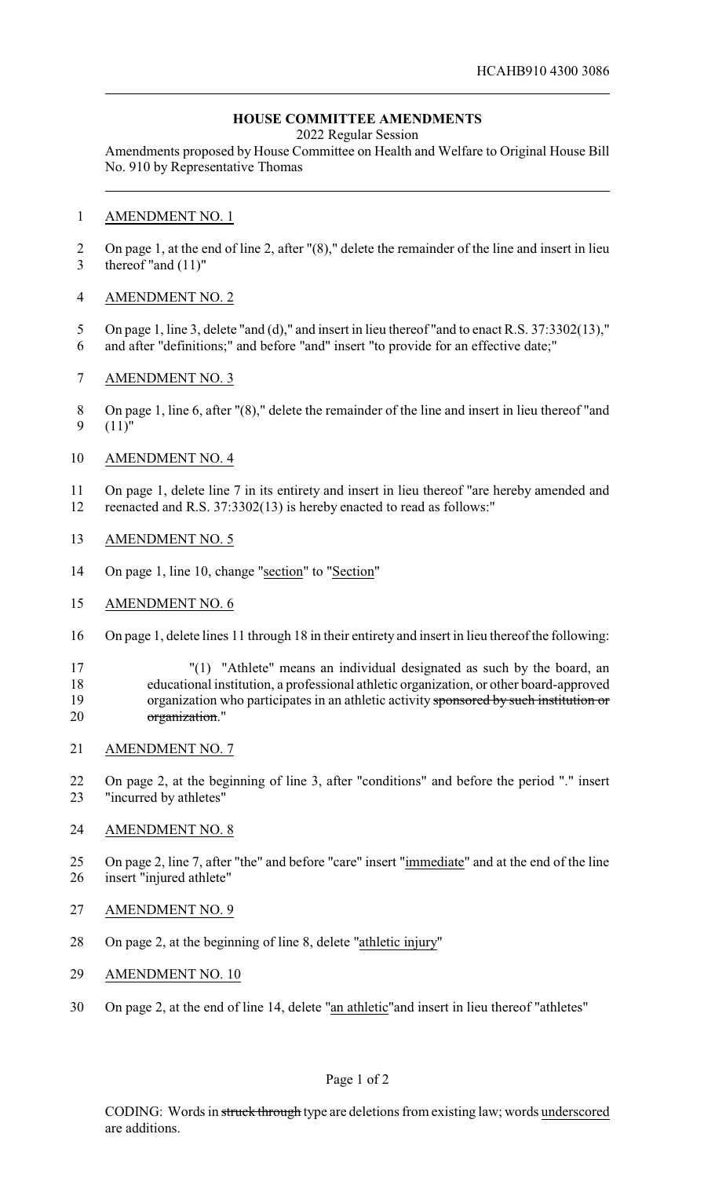HCAHB910 4300 3086

**HOUSE COMMITTEE AMENDMENTS**

2022 Regular Session

Amendments proposed by House Committee on Health and Welfare to Original House Bill No. 910 by Representative Thomas

AMENDMENT NO. 1

On page 1, at the end of line 2, after "(8)," delete the remainder of the line and insert in lieu thereof "and (11)"

AMENDMENT NO. 2

On page 1, line 3, delete "and (d)," and insert in lieu thereof "and to enact R.S. 37:3302(13)," and after "definitions;" and before "and" insert "to provide for an effective date;"

AMENDMENT NO. 3

On page 1, line 6, after "(8)," delete the remainder of the line and insert in lieu thereof "and (11)"

AMENDMENT NO. 4

On page 1, delete line 7 in its entirety and insert in lieu thereof "are hereby amended and reenacted and R.S. 37:3302(13) is hereby enacted to read as follows:"

AMENDMENT NO. 5

On page 1, line 10, change "section" to "Section"

AMENDMENT NO. 6

On page 1, delete lines 11 through 18 in their entirety and insert in lieu thereof the following:

"(1) "Athlete" means an individual designated as such by the board, an educational institution, a professional athletic organization, or other board-approved organization who participates in an athletic activity ~~sponsored by such institution or organization~~."

AMENDMENT NO. 7

On page 2, at the beginning of line 3, after "conditions" and before the period "." insert "incurred by athletes"

AMENDMENT NO. 8

On page 2, line 7, after "the" and before "care" insert "immediate" and at the end of the line insert "injured athlete"

AMENDMENT NO. 9

On page 2, at the beginning of line 8, delete "athletic injury"

AMENDMENT NO. 10

On page 2, at the end of line 14, delete "an athletic" and insert in lieu thereof "athletes"

CODING: Words in ~~struck through~~ type are deletions from existing law; words underscored are additions.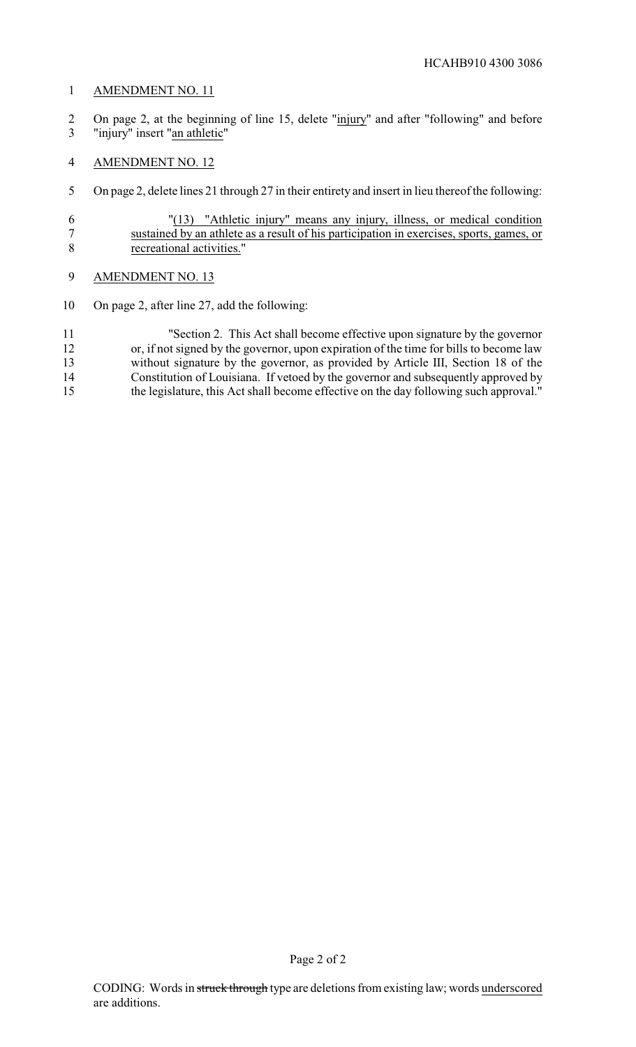AMENDMENT NO. 11

On page 2, at the beginning of line 15, delete "injury" and after "following" and before "injury" insert "an athletic"

AMENDMENT NO. 12

On page 2, delete lines 21 through 27 in their entirety and insert in lieu thereof the following:

"(13) "Athletic injury" means any injury, illness, or medical condition sustained by an athlete as a result of his participation in exercises, sports, games, or recreational activities."

AMENDMENT NO. 13

On page 2, after line 27, add the following:

"Section 2. This Act shall become effective upon signature by the governor or, if not signed by the governor, upon expiration of the time for bills to become law without signature by the governor, as provided by Article III, Section 18 of the Constitution of Louisiana. If vetoed by the governor and subsequently approved by the legislature, this Act shall become effective on the day following such approval."

CODING: Words in ~~struck through~~ type are deletions from existing law; words underscored are additions.